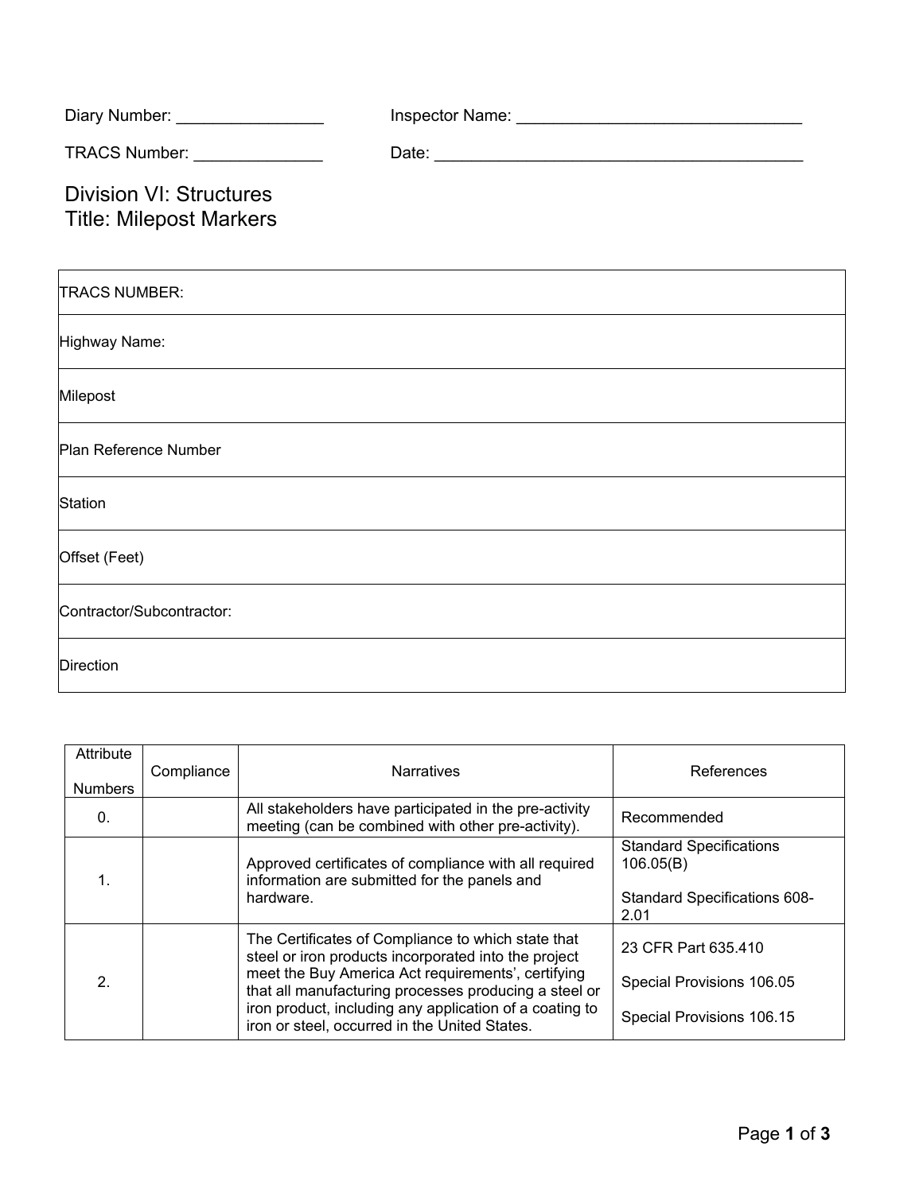Diary Number: ________________ Inspector Name: _______________________________

TRACS Number: ______________ Date: _________________________________________

# Division VI: Structures
# Title: Milepost Markers

| TRACS NUMBER: |
|---|
| Highway Name: |
| Milepost |
| Plan Reference Number |
| Station |
| Offset (Feet) |
| Contractor/Subcontractor: |
| Direction |

| Attribute Numbers | Compliance | Narratives | References |
|---|---|---|---|
| 0. | | All stakeholders have participated in the pre-activity meeting (can be combined with other pre-activity). | Recommended |
| 1. | | Approved certificates of compliance with all required information are submitted for the panels and hardware. | Standard Specifications 106.05(B)<br><br>Standard Specifications 608-2.01 |
| 2. | | The Certificates of Compliance to which state that steel or iron products incorporated into the project meet the Buy America Act requirements', certifying that all manufacturing processes producing a steel or iron product, including any application of a coating to iron or steel, occurred in the United States. | 23 CFR Part 635.410<br><br>Special Provisions 106.05<br><br>Special Provisions 106.15 |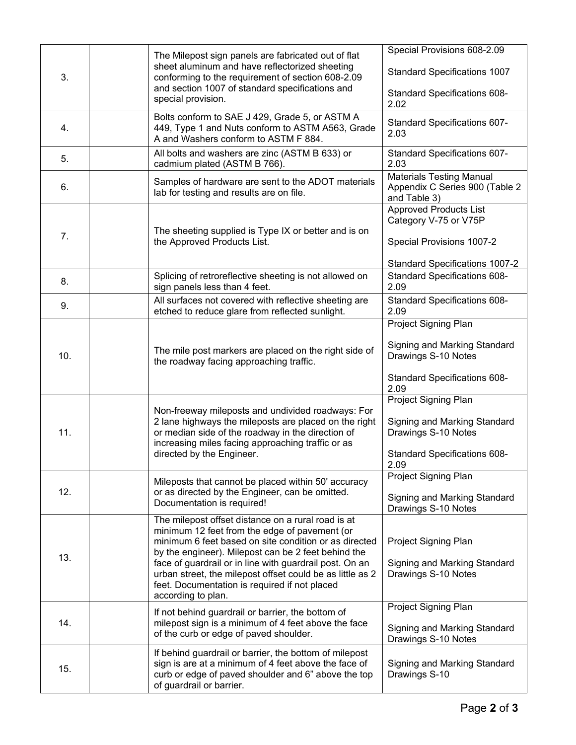| | | | |
|---|---|---|---|
| 3. | | The Milepost sign panels are fabricated out of flat sheet aluminum and have reflectorized sheeting conforming to the requirement of section 608-2.09 and section 1007 of standard specifications and special provision. | Special Provisions 608-2.09<br><br>Standard Specifications 1007<br><br>Standard Specifications 608-2.02 |
| 4. | | Bolts conform to SAE J 429, Grade 5, or ASTM A 449, Type 1 and Nuts conform to ASTM A563, Grade A and Washers conform to ASTM F 884. | Standard Specifications 607-2.03 |
| 5. | | All bolts and washers are zinc (ASTM B 633) or cadmium plated (ASTM B 766). | Standard Specifications 607-2.03 |
| 6. | | Samples of hardware are sent to the ADOT materials lab for testing and results are on file. | Materials Testing Manual Appendix C Series 900 (Table 2 and Table 3) |
| 7. | | The sheeting supplied is Type IX or better and is on the Approved Products List. | Approved Products List Category V-75 or V75P<br><br>Special Provisions 1007-2<br><br>Standard Specifications 1007-2 |
| 8. | | Splicing of retroreflective sheeting is not allowed on sign panels less than 4 feet. | Standard Specifications 608-2.09 |
| 9. | | All surfaces not covered with reflective sheeting are etched to reduce glare from reflected sunlight. | Standard Specifications 608-2.09 |
| 10. | | The mile post markers are placed on the right side of the roadway facing approaching traffic. | Project Signing Plan<br><br>Signing and Marking Standard Drawings S-10 Notes<br><br>Standard Specifications 608-2.09 |
| 11. | | Non-freeway mileposts and undivided roadways: For 2 lane highways the mileposts are placed on the right or median side of the roadway in the direction of increasing miles facing approaching traffic or as directed by the Engineer. | Project Signing Plan<br><br>Signing and Marking Standard Drawings S-10 Notes<br><br>Standard Specifications 608-2.09 |
| 12. | | Mileposts that cannot be placed within 50' accuracy or as directed by the Engineer, can be omitted. Documentation is required! | Project Signing Plan<br><br>Signing and Marking Standard Drawings S-10 Notes |
| 13. | | The milepost offset distance on a rural road is at minimum 12 feet from the edge of pavement (or minimum 6 feet based on site condition or as directed by the engineer). Milepost can be 2 feet behind the face of guardrail or in line with guardrail post. On an urban street, the milepost offset could be as little as 2 feet. Documentation is required if not placed according to plan. | Project Signing Plan<br><br>Signing and Marking Standard Drawings S-10 Notes |
| 14. | | If not behind guardrail or barrier, the bottom of milepost sign is a minimum of 4 feet above the face of the curb or edge of paved shoulder. | Project Signing Plan<br><br>Signing and Marking Standard Drawings S-10 Notes |
| 15. | | If behind guardrail or barrier, the bottom of milepost sign is are at a minimum of 4 feet above the face of curb or edge of paved shoulder and 6" above the top of guardrail or barrier. | Signing and Marking Standard Drawings S-10 |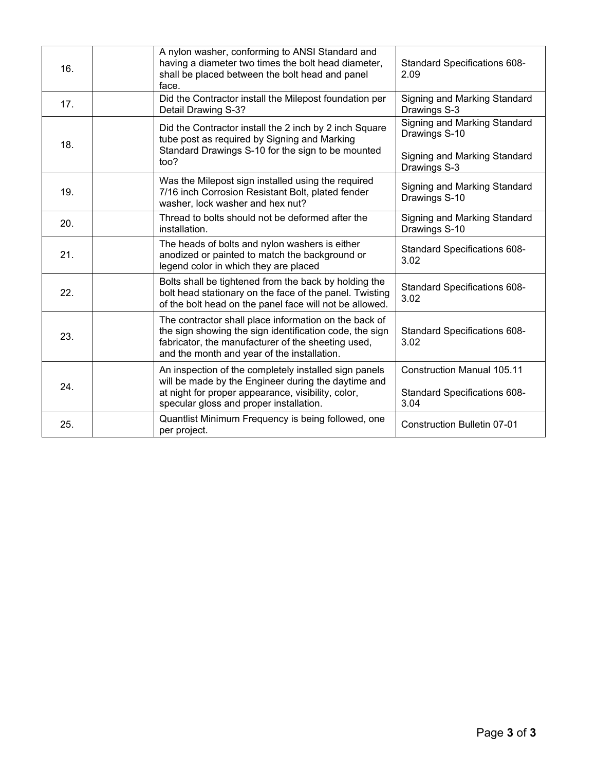| | | | |
|---|---|---|---|
| 16. | | A nylon washer, conforming to ANSI Standard and having a diameter two times the bolt head diameter, shall be placed between the bolt head and panel face. | Standard Specifications 608-2.09 |
| 17. | | Did the Contractor install the Milepost foundation per Detail Drawing S-3? | Signing and Marking Standard Drawings S-3 |
| 18. | | Did the Contractor install the 2 inch by 2 inch Square tube post as required by Signing and Marking Standard Drawings S-10 for the sign to be mounted too? | Signing and Marking Standard Drawings S-10<br><br>Signing and Marking Standard Drawings S-3 |
| 19. | | Was the Milepost sign installed using the required 7/16 inch Corrosion Resistant Bolt, plated fender washer, lock washer and hex nut? | Signing and Marking Standard Drawings S-10 |
| 20. | | Thread to bolts should not be deformed after the installation. | Signing and Marking Standard Drawings S-10 |
| 21. | | The heads of bolts and nylon washers is either anodized or painted to match the background or legend color in which they are placed | Standard Specifications 608-3.02 |
| 22. | | Bolts shall be tightened from the back by holding the bolt head stationary on the face of the panel. Twisting of the bolt head on the panel face will not be allowed. | Standard Specifications 608-3.02 |
| 23. | | The contractor shall place information on the back of the sign showing the sign identification code, the sign fabricator, the manufacturer of the sheeting used, and the month and year of the installation. | Standard Specifications 608-3.02 |
| 24. | | An inspection of the completely installed sign panels will be made by the Engineer during the daytime and at night for proper appearance, visibility, color, specular gloss and proper installation. | Construction Manual 105.11<br><br>Standard Specifications 608-3.04 |
| 25. | | Quantlist Minimum Frequency is being followed, one per project. | Construction Bulletin 07-01 |